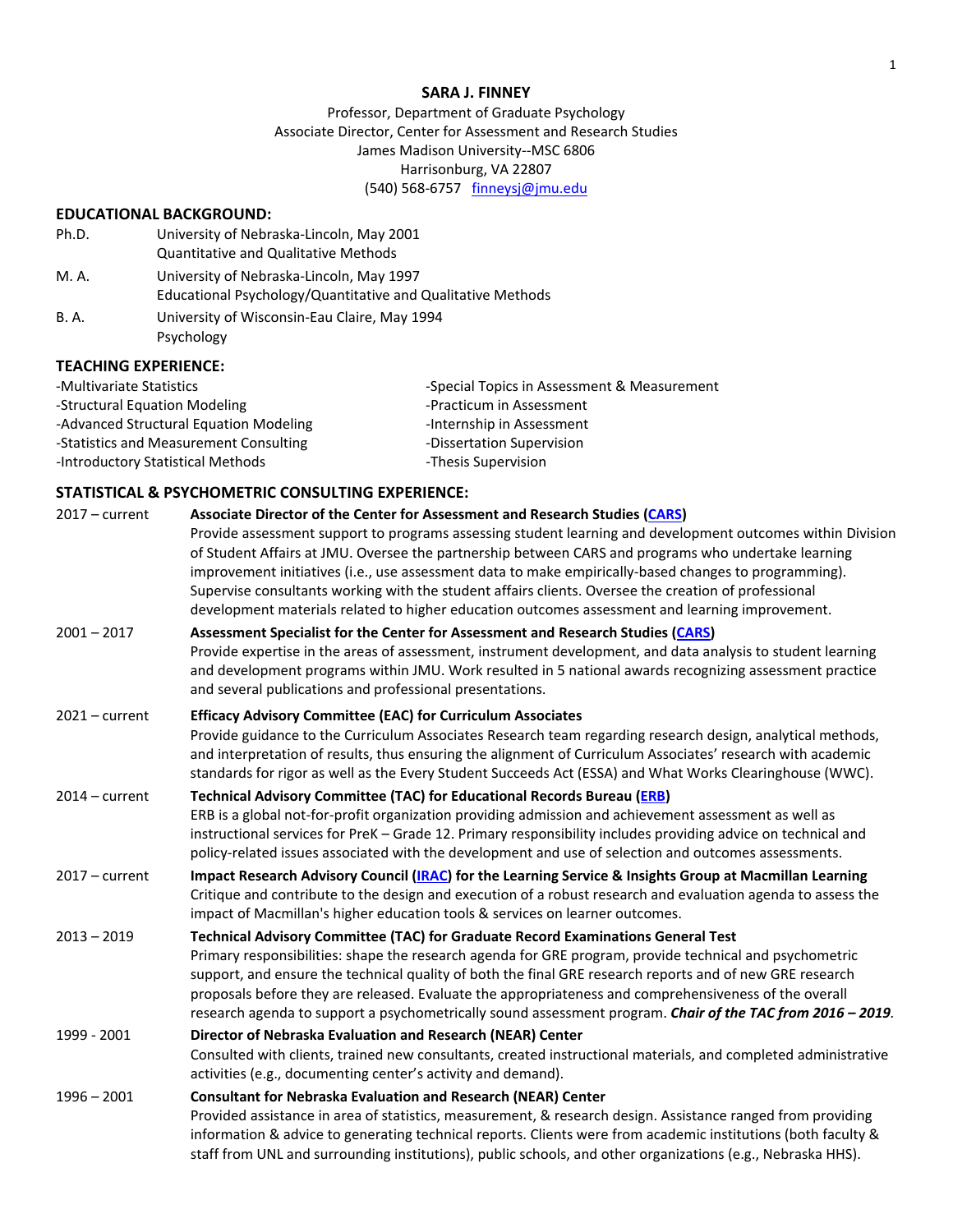# SARA J. FINNEY

Professor, Department of Graduate Psychology
Associate Director, Center for Assessment and Research Studies
James Madison University--MSC 6806
Harrisonburg, VA 22807
(540) 568-6757 finneysj@jmu.edu

## EDUCATIONAL BACKGROUND:

Ph.D. University of Nebraska-Lincoln, May 2001
Quantitative and Qualitative Methods

M. A. University of Nebraska-Lincoln, May 1997
Educational Psychology/Quantitative and Qualitative Methods

B. A. University of Wisconsin-Eau Claire, May 1994
Psychology

## TEACHING EXPERIENCE:

- Multivariate Statistics
- Structural Equation Modeling
- Advanced Structural Equation Modeling
- Statistics and Measurement Consulting
- Introductory Statistical Methods
- Special Topics in Assessment & Measurement
- Practicum in Assessment
- Internship in Assessment
- Dissertation Supervision
- Thesis Supervision

## STATISTICAL & PSYCHOMETRIC CONSULTING EXPERIENCE:

2017 – current **Associate Director of the Center for Assessment and Research Studies (CARS)**
Provide assessment support to programs assessing student learning and development outcomes within Division of Student Affairs at JMU. Oversee the partnership between CARS and programs who undertake learning improvement initiatives (i.e., use assessment data to make empirically-based changes to programming). Supervise consultants working with the student affairs clients. Oversee the creation of professional development materials related to higher education outcomes assessment and learning improvement.

2001 – 2017 **Assessment Specialist for the Center for Assessment and Research Studies (CARS)**
Provide expertise in the areas of assessment, instrument development, and data analysis to student learning and development programs within JMU. Work resulted in 5 national awards recognizing assessment practice and several publications and professional presentations.

2021 – current **Efficacy Advisory Committee (EAC) for Curriculum Associates**
Provide guidance to the Curriculum Associates Research team regarding research design, analytical methods, and interpretation of results, thus ensuring the alignment of Curriculum Associates' research with academic standards for rigor as well as the Every Student Succeeds Act (ESSA) and What Works Clearinghouse (WWC).

2014 – current **Technical Advisory Committee (TAC) for Educational Records Bureau (ERB)**
ERB is a global not-for-profit organization providing admission and achievement assessment as well as instructional services for PreK – Grade 12. Primary responsibility includes providing advice on technical and policy-related issues associated with the development and use of selection and outcomes assessments.

2017 – current **Impact Research Advisory Council (IRAC) for the Learning Service & Insights Group at Macmillan Learning**
Critique and contribute to the design and execution of a robust research and evaluation agenda to assess the impact of Macmillan's higher education tools & services on learner outcomes.

2013 – 2019 **Technical Advisory Committee (TAC) for Graduate Record Examinations General Test**
Primary responsibilities: shape the research agenda for GRE program, provide technical and psychometric support, and ensure the technical quality of both the final GRE research reports and of new GRE research proposals before they are released. Evaluate the appropriateness and comprehensiveness of the overall research agenda to support a psychometrically sound assessment program. ***Chair of the TAC from 2016 – 2019.***

1999 - 2001 **Director of Nebraska Evaluation and Research (NEAR) Center**
Consulted with clients, trained new consultants, created instructional materials, and completed administrative activities (e.g., documenting center's activity and demand).

1996 – 2001 **Consultant for Nebraska Evaluation and Research (NEAR) Center**
Provided assistance in area of statistics, measurement, & research design. Assistance ranged from providing information & advice to generating technical reports. Clients were from academic institutions (both faculty & staff from UNL and surrounding institutions), public schools, and other organizations (e.g., Nebraska HHS).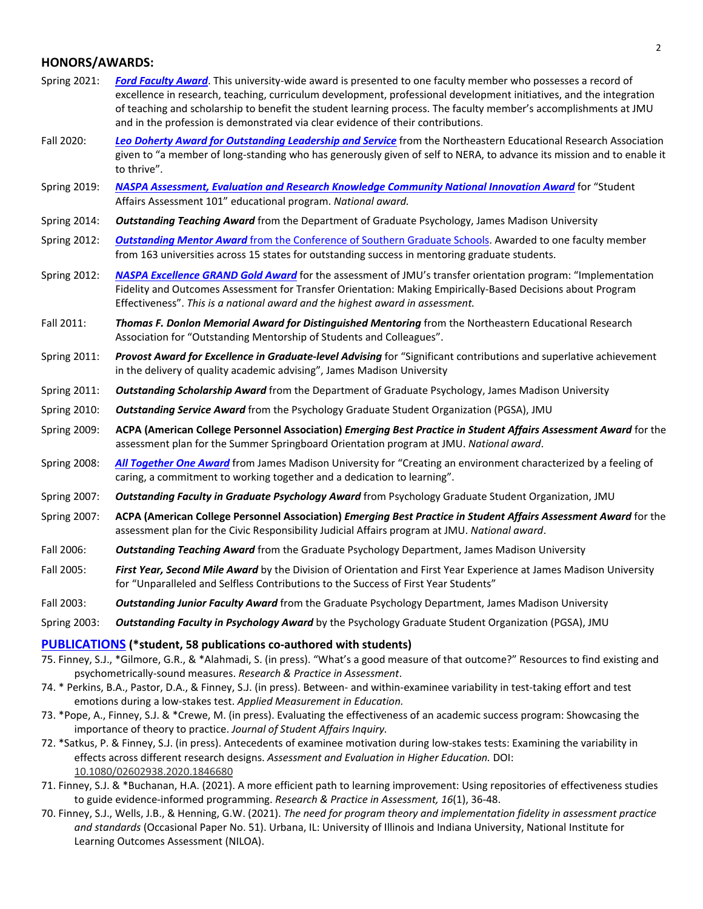## HONORS/AWARDS:

Spring 2021: ***Ford Faculty Award***. This university-wide award is presented to one faculty member who possesses a record of excellence in research, teaching, curriculum development, professional development initiatives, and the integration of teaching and scholarship to benefit the student learning process. The faculty member's accomplishments at JMU and in the profession is demonstrated via clear evidence of their contributions.

Fall 2020: ***Leo Doherty Award for Outstanding Leadership and Service*** from the Northeastern Educational Research Association given to "a member of long-standing who has generously given of self to NERA, to advance its mission and to enable it to thrive".

Spring 2019: ***NASPA Assessment, Evaluation and Research Knowledge Community National Innovation Award*** for "Student Affairs Assessment 101" educational program. *National award.*

Spring 2014: ***Outstanding Teaching Award*** from the Department of Graduate Psychology, James Madison University

Spring 2012: ***Outstanding Mentor Award*** from the Conference of Southern Graduate Schools. Awarded to one faculty member from 163 universities across 15 states for outstanding success in mentoring graduate students.

Spring 2012: ***NASPA Excellence GRAND Gold Award*** for the assessment of JMU's transfer orientation program: "Implementation Fidelity and Outcomes Assessment for Transfer Orientation: Making Empirically-Based Decisions about Program Effectiveness". *This is a national award and the highest award in assessment.*

Fall 2011: ***Thomas F. Donlon Memorial Award for Distinguished Mentoring*** from the Northeastern Educational Research Association for "Outstanding Mentorship of Students and Colleagues".

Spring 2011: ***Provost Award for Excellence in Graduate-level Advising*** for "Significant contributions and superlative achievement in the delivery of quality academic advising", James Madison University

Spring 2011: ***Outstanding Scholarship Award*** from the Department of Graduate Psychology, James Madison University

Spring 2010: ***Outstanding Service Award*** from the Psychology Graduate Student Organization (PGSA), JMU

Spring 2009: **ACPA (American College Personnel Association)** ***Emerging Best Practice in Student Affairs Assessment Award*** for the assessment plan for the Summer Springboard Orientation program at JMU. *National award*.

Spring 2008: ***All Together One Award*** from James Madison University for "Creating an environment characterized by a feeling of caring, a commitment to working together and a dedication to learning".

Spring 2007: ***Outstanding Faculty in Graduate Psychology Award*** from Psychology Graduate Student Organization, JMU

Spring 2007: **ACPA (American College Personnel Association)** ***Emerging Best Practice in Student Affairs Assessment Award*** for the assessment plan for the Civic Responsibility Judicial Affairs program at JMU. *National award*.

Fall 2006: ***Outstanding Teaching Award*** from the Graduate Psychology Department, James Madison University

Fall 2005: ***First Year, Second Mile Award*** by the Division of Orientation and First Year Experience at James Madison University for "Unparalleled and Selfless Contributions to the Success of First Year Students"

Fall 2003: ***Outstanding Junior Faculty Award*** from the Graduate Psychology Department, James Madison University

Spring 2003: ***Outstanding Faculty in Psychology Award*** by the Psychology Graduate Student Organization (PGSA), JMU

## PUBLICATIONS (*student, 58 publications co-authored with students)

75. Finney, S.J., *Gilmore, G.R., & *Alahmadi, S. (in press). "What's a good measure of that outcome?" Resources to find existing and psychometrically-sound measures. *Research & Practice in Assessment*.

74. * Perkins, B.A., Pastor, D.A., & Finney, S.J. (in press). Between- and within-examinee variability in test-taking effort and test emotions during a low-stakes test. *Applied Measurement in Education.*

73. *Pope, A., Finney, S.J. & *Crewe, M. (in press). Evaluating the effectiveness of an academic success program: Showcasing the importance of theory to practice. *Journal of Student Affairs Inquiry.*

72. *Satkus, P. & Finney, S.J. (in press). Antecedents of examinee motivation during low-stakes tests: Examining the variability in effects across different research designs. *Assessment and Evaluation in Higher Education.* DOI: 10.1080/02602938.2020.1846680

71. Finney, S.J. & *Buchanan, H.A. (2021). A more efficient path to learning improvement: Using repositories of effectiveness studies to guide evidence-informed programming. *Research & Practice in Assessment, 16*(1), 36-48.

70. Finney, S.J., Wells, J.B., & Henning, G.W. (2021). *The need for program theory and implementation fidelity in assessment practice and standards* (Occasional Paper No. 51). Urbana, IL: University of Illinois and Indiana University, National Institute for Learning Outcomes Assessment (NILOA).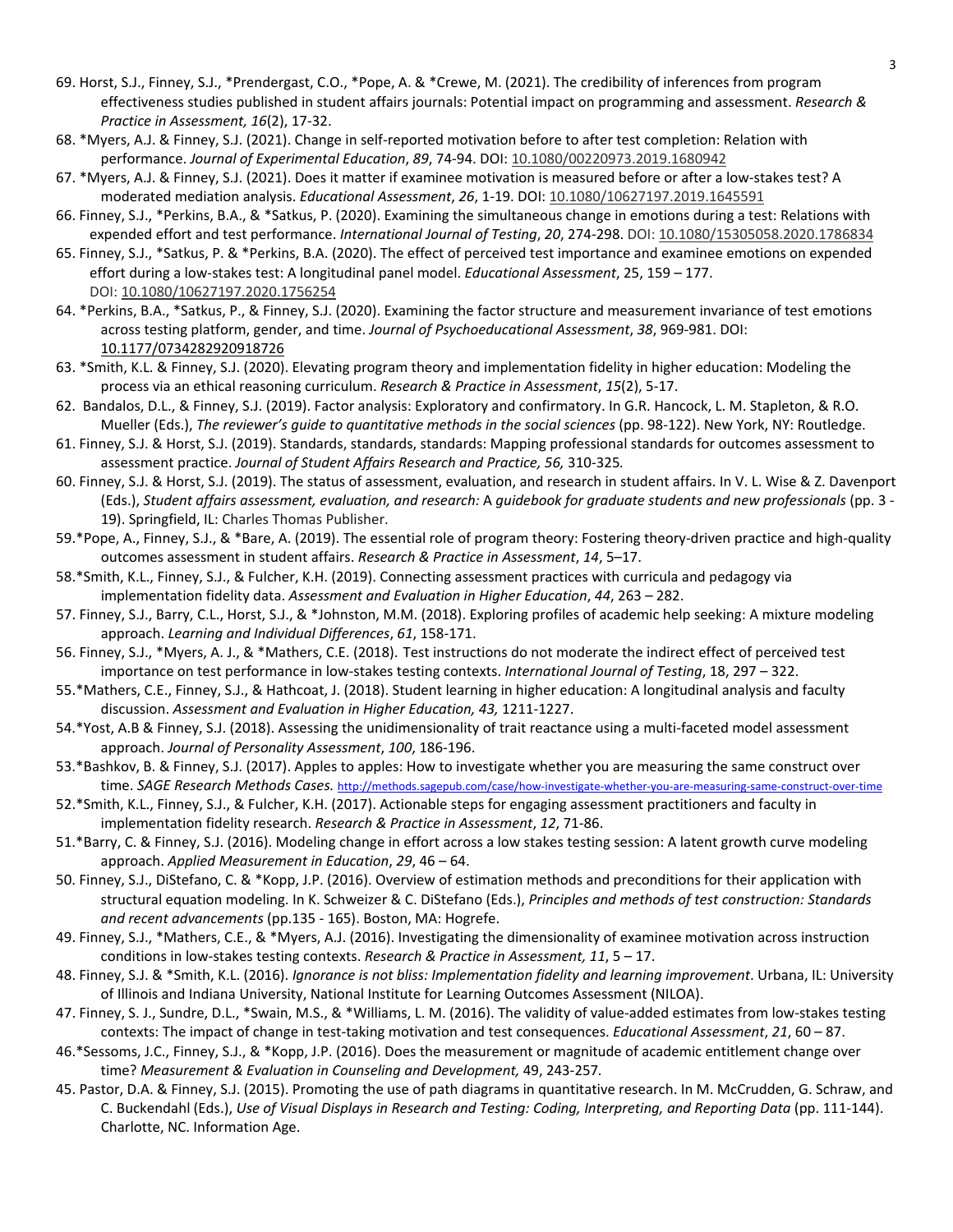69. Horst, S.J., Finney, S.J., *Prendergast, C.O., *Pope, A. & *Crewe, M. (2021). The credibility of inferences from program effectiveness studies published in student affairs journals: Potential impact on programming and assessment. *Research & Practice in Assessment, 16*(2), 17-32.
68. *Myers, A.J. & Finney, S.J. (2021). Change in self-reported motivation before to after test completion: Relation with performance. *Journal of Experimental Education*, *89*, 74-94. DOI: 10.1080/00220973.2019.1680942
67. *Myers, A.J. & Finney, S.J. (2021). Does it matter if examinee motivation is measured before or after a low-stakes test? A moderated mediation analysis. *Educational Assessment*, *26*, 1-19. DOI: 10.1080/10627197.2019.1645591
66. Finney, S.J., *Perkins, B.A., & *Satkus, P. (2020). Examining the simultaneous change in emotions during a test: Relations with expended effort and test performance. *International Journal of Testing*, *20*, 274-298. DOI: 10.1080/15305058.2020.1786834
65. Finney, S.J., *Satkus, P. & *Perkins, B.A. (2020). The effect of perceived test importance and examinee emotions on expended effort during a low-stakes test: A longitudinal panel model. *Educational Assessment*, 25, 159 – 177. DOI: 10.1080/10627197.2020.1756254
64. *Perkins, B.A., *Satkus, P., & Finney, S.J. (2020). Examining the factor structure and measurement invariance of test emotions across testing platform, gender, and time. *Journal of Psychoeducational Assessment*, *38*, 969-981. DOI: 10.1177/0734282920918726
63. *Smith, K.L. & Finney, S.J. (2020). Elevating program theory and implementation fidelity in higher education: Modeling the process via an ethical reasoning curriculum. *Research & Practice in Assessment*, *15*(2), 5-17.
62. Bandalos, D.L., & Finney, S.J. (2019). Factor analysis: Exploratory and confirmatory. In G.R. Hancock, L. M. Stapleton, & R.O. Mueller (Eds.), *The reviewer's guide to quantitative methods in the social sciences* (pp. 98-122). New York, NY: Routledge.
61. Finney, S.J. & Horst, S.J. (2019). Standards, standards, standards: Mapping professional standards for outcomes assessment to assessment practice. *Journal of Student Affairs Research and Practice, 56,* 310-325*.*
60. Finney, S.J. & Horst, S.J. (2019). The status of assessment, evaluation, and research in student affairs. In V. L. Wise & Z. Davenport (Eds.), *Student affairs assessment, evaluation, and research:* A *guidebook for graduate students and new professionals* (pp. 3 - 19). Springfield, IL: Charles Thomas Publisher.
59. *Pope, A., Finney, S.J., & *Bare, A. (2019). The essential role of program theory: Fostering theory-driven practice and high-quality outcomes assessment in student affairs. *Research & Practice in Assessment*, *14*, 5–17.
58. *Smith, K.L., Finney, S.J., & Fulcher, K.H. (2019). Connecting assessment practices with curricula and pedagogy via implementation fidelity data. *Assessment and Evaluation in Higher Education*, *44*, 263 – 282.
57. Finney, S.J., Barry, C.L., Horst, S.J., & *Johnston, M.M. (2018). Exploring profiles of academic help seeking: A mixture modeling approach. *Learning and Individual Differences*, *61*, 158-171.
56. Finney, S.J., *Myers, A. J., & *Mathers, C.E. (2018). Test instructions do not moderate the indirect effect of perceived test importance on test performance in low-stakes testing contexts. *International Journal of Testing*, 18, 297 – 322.
55. *Mathers, C.E., Finney, S.J., & Hathcoat, J. (2018). Student learning in higher education: A longitudinal analysis and faculty discussion. *Assessment and Evaluation in Higher Education, 43,* 1211-1227.
54. *Yost, A.B & Finney, S.J. (2018). Assessing the unidimensionality of trait reactance using a multi-faceted model assessment approach. *Journal of Personality Assessment*, *100*, 186-196.
53. *Bashkov, B. & Finney, S.J. (2017). Apples to apples: How to investigate whether you are measuring the same construct over time. *SAGE Research Methods Cases.* http://methods.sagepub.com/case/how-investigate-whether-you-are-measuring-same-construct-over-time
52. *Smith, K.L., Finney, S.J., & Fulcher, K.H. (2017). Actionable steps for engaging assessment practitioners and faculty in implementation fidelity research. *Research & Practice in Assessment*, *12*, 71-86.
51. *Barry, C. & Finney, S.J. (2016). Modeling change in effort across a low stakes testing session: A latent growth curve modeling approach. *Applied Measurement in Education*, *29*, 46 – 64.
50. Finney, S.J., DiStefano, C. & *Kopp, J.P. (2016). Overview of estimation methods and preconditions for their application with structural equation modeling. In K. Schweizer & C. DiStefano (Eds.), *Principles and methods of test construction: Standards and recent advancements* (pp.135 - 165). Boston, MA: Hogrefe.
49. Finney, S.J., *Mathers, C.E., & *Myers, A.J. (2016). Investigating the dimensionality of examinee motivation across instruction conditions in low-stakes testing contexts. *Research & Practice in Assessment, 11*, 5 – 17.
48. Finney, S.J. & *Smith, K.L. (2016). *Ignorance is not bliss: Implementation fidelity and learning improvement*. Urbana, IL: University of Illinois and Indiana University, National Institute for Learning Outcomes Assessment (NILOA).
47. Finney, S. J., Sundre, D.L., *Swain, M.S., & *Williams, L. M. (2016). The validity of value-added estimates from low-stakes testing contexts: The impact of change in test-taking motivation and test consequences. *Educational Assessment*, *21*, 60 – 87.
46. *Sessoms, J.C., Finney, S.J., & *Kopp, J.P. (2016). Does the measurement or magnitude of academic entitlement change over time? *Measurement & Evaluation in Counseling and Development,* 49, 243-257*.*
45. Pastor, D.A. & Finney, S.J. (2015). Promoting the use of path diagrams in quantitative research. In M. McCrudden, G. Schraw, and C. Buckendahl (Eds.), *Use of Visual Displays in Research and Testing: Coding, Interpreting, and Reporting Data* (pp. 111-144). Charlotte, NC. Information Age.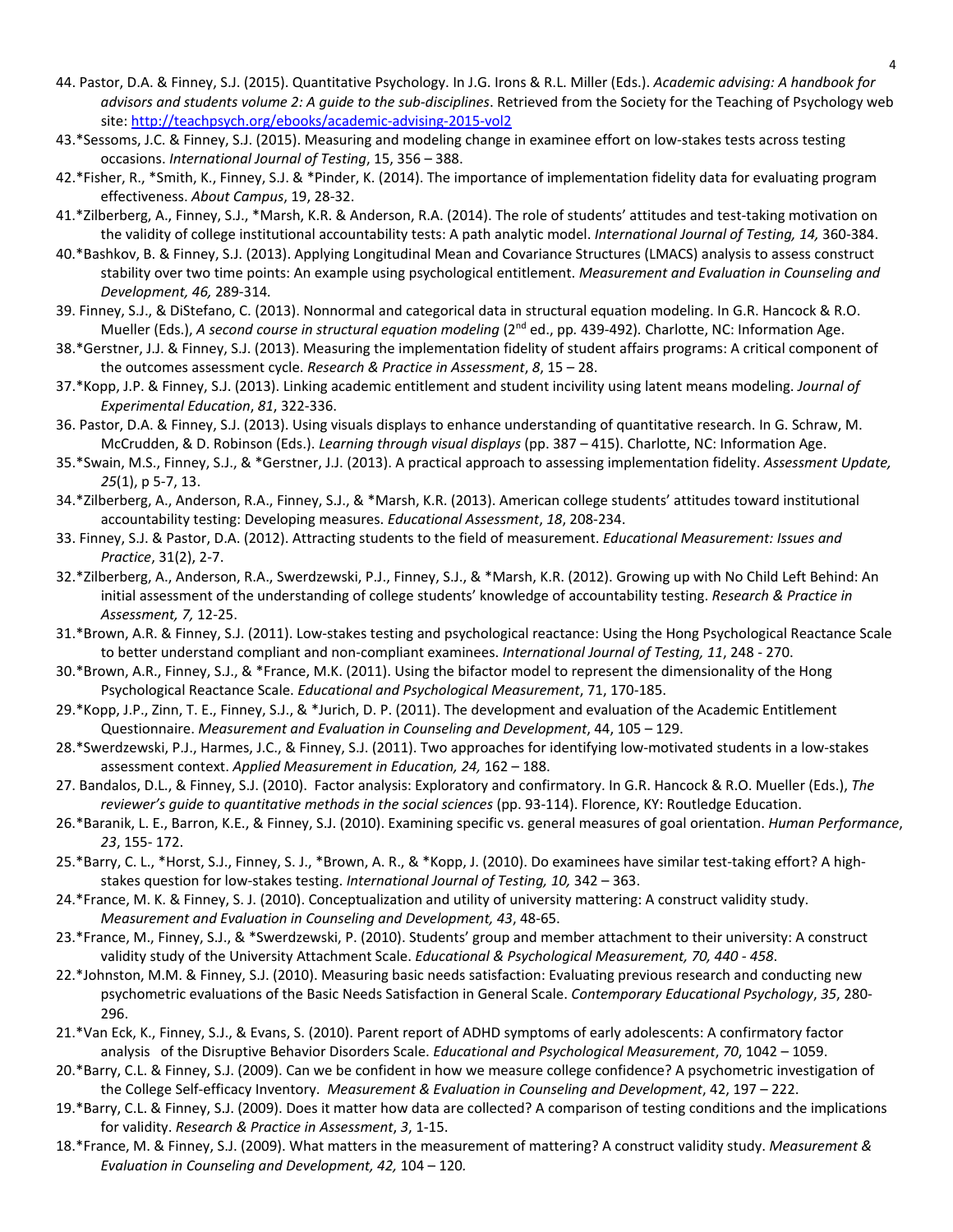44. Pastor, D.A. & Finney, S.J. (2015). Quantitative Psychology. In J.G. Irons & R.L. Miller (Eds.). *Academic advising: A handbook for advisors and students volume 2: A guide to the sub-disciplines*. Retrieved from the Society for the Teaching of Psychology web site: http://teachpsych.org/ebooks/academic-advising-2015-vol2

43. *Sessoms, J.C. & Finney, S.J. (2015). Measuring and modeling change in examinee effort on low-stakes tests across testing occasions. *International Journal of Testing*, 15, 356 – 388.

42. *Fisher, R., *Smith, K., Finney, S.J. & *Pinder, K. (2014). The importance of implementation fidelity data for evaluating program effectiveness. *About Campus*, 19, 28-32.

41. *Zilberberg, A., Finney, S.J., *Marsh, K.R. & Anderson, R.A. (2014). The role of students' attitudes and test-taking motivation on the validity of college institutional accountability tests: A path analytic model. *International Journal of Testing, 14,* 360-384.

40. *Bashkov, B. & Finney, S.J. (2013). Applying Longitudinal Mean and Covariance Structures (LMACS) analysis to assess construct stability over two time points: An example using psychological entitlement. *Measurement and Evaluation in Counseling and Development, 46,* 289-314*.*

39. Finney, S.J., & DiStefano, C. (2013). Nonnormal and categorical data in structural equation modeling. In G.R. Hancock & R.O. Mueller (Eds.), *A second course in structural equation modeling* (2nd ed., pp. 439-492). Charlotte, NC: Information Age.

38. *Gerstner, J.J. & Finney, S.J. (2013). Measuring the implementation fidelity of student affairs programs: A critical component of the outcomes assessment cycle. *Research & Practice in Assessment*, *8*, 15 – 28.

37. *Kopp, J.P. & Finney, S.J. (2013). Linking academic entitlement and student incivility using latent means modeling. *Journal of Experimental Education*, *81*, 322-336.

36. Pastor, D.A. & Finney, S.J. (2013). Using visuals displays to enhance understanding of quantitative research. In G. Schraw, M. McCrudden, & D. Robinson (Eds.). *Learning through visual displays* (pp. 387 – 415). Charlotte, NC: Information Age.

35. *Swain, M.S., Finney, S.J., & *Gerstner, J.J. (2013). A practical approach to assessing implementation fidelity. *Assessment Update, 25*(1), p 5-7, 13.

34. *Zilberberg, A., Anderson, R.A., Finney, S.J., & *Marsh, K.R. (2013). American college students' attitudes toward institutional accountability testing: Developing measures. *Educational Assessment*, *18*, 208-234.

33. Finney, S.J. & Pastor, D.A. (2012). Attracting students to the field of measurement. *Educational Measurement: Issues and Practice*, 31(2), 2-7.

32. *Zilberberg, A., Anderson, R.A., Swerdzewski, P.J., Finney, S.J., & *Marsh, K.R. (2012). Growing up with No Child Left Behind: An initial assessment of the understanding of college students' knowledge of accountability testing. *Research & Practice in Assessment, 7,* 12-25.

31. *Brown, A.R. & Finney, S.J. (2011). Low-stakes testing and psychological reactance: Using the Hong Psychological Reactance Scale to better understand compliant and non-compliant examinees. *International Journal of Testing, 11*, 248 - 270.

30. *Brown, A.R., Finney, S.J., & *France, M.K. (2011). Using the bifactor model to represent the dimensionality of the Hong Psychological Reactance Scale. *Educational and Psychological Measurement*, 71, 170-185.

29. *Kopp, J.P., Zinn, T. E., Finney, S.J., & *Jurich, D. P. (2011). The development and evaluation of the Academic Entitlement Questionnaire. *Measurement and Evaluation in Counseling and Development*, 44, 105 – 129.

28. *Swerdzewski, P.J., Harmes, J.C., & Finney, S.J. (2011). Two approaches for identifying low-motivated students in a low-stakes assessment context. *Applied Measurement in Education, 24,* 162 – 188.

27. Bandalos, D.L., & Finney, S.J. (2010). Factor analysis: Exploratory and confirmatory. In G.R. Hancock & R.O. Mueller (Eds.), *The reviewer's guide to quantitative methods in the social sciences* (pp. 93-114). Florence, KY: Routledge Education.

26. *Baranik, L. E., Barron, K.E., & Finney, S.J. (2010). Examining specific vs. general measures of goal orientation. *Human Performance*, *23*, 155- 172.

25. *Barry, C. L., *Horst, S.J., Finney, S. J., *Brown, A. R., & *Kopp, J. (2010). Do examinees have similar test-taking effort? A high-stakes question for low-stakes testing. *International Journal of Testing, 10,* 342 – 363.

24. *France, M. K. & Finney, S. J. (2010). Conceptualization and utility of university mattering: A construct validity study. *Measurement and Evaluation in Counseling and Development, 43*, 48-65.

23. *France, M., Finney, S.J., & *Swerdzewski, P. (2010). Students' group and member attachment to their university: A construct validity study of the University Attachment Scale. *Educational & Psychological Measurement, 70, 440 - 458*.

22. *Johnston, M.M. & Finney, S.J. (2010). Measuring basic needs satisfaction: Evaluating previous research and conducting new psychometric evaluations of the Basic Needs Satisfaction in General Scale. *Contemporary Educational Psychology*, *35*, 280-296.

21. *Van Eck, K., Finney, S.J., & Evans, S. (2010). Parent report of ADHD symptoms of early adolescents: A confirmatory factor analysis of the Disruptive Behavior Disorders Scale. *Educational and Psychological Measurement*, *70*, 1042 – 1059.

20. *Barry, C.L. & Finney, S.J. (2009). Can we be confident in how we measure college confidence? A psychometric investigation of the College Self-efficacy Inventory. *Measurement & Evaluation in Counseling and Development*, 42, 197 – 222.

19. *Barry, C.L. & Finney, S.J. (2009). Does it matter how data are collected? A comparison of testing conditions and the implications for validity. *Research & Practice in Assessment*, *3*, 1-15.

18. *France, M. & Finney, S.J. (2009). What matters in the measurement of mattering? A construct validity study. *Measurement & Evaluation in Counseling and Development, 42,* 104 – 120*.*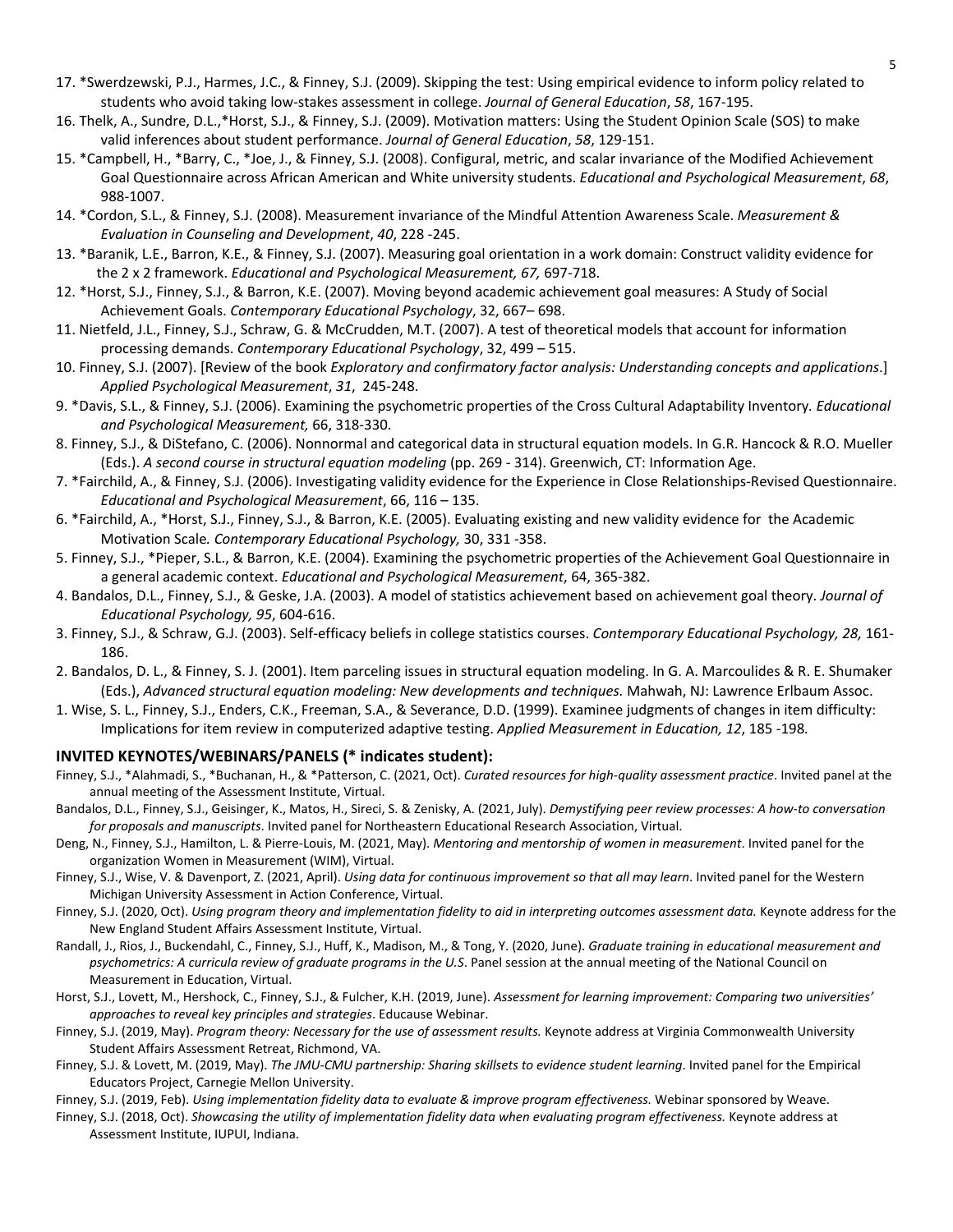17. *Swerdzewski, P.J., Harmes, J.C., & Finney, S.J. (2009). Skipping the test: Using empirical evidence to inform policy related to students who avoid taking low-stakes assessment in college. *Journal of General Education*, *58*, 167-195.
16. Thelk, A., Sundre, D.L.,*Horst, S.J., & Finney, S.J. (2009). Motivation matters: Using the Student Opinion Scale (SOS) to make valid inferences about student performance. *Journal of General Education*, *58*, 129-151.
15. *Campbell, H., *Barry, C., *Joe, J., & Finney, S.J. (2008). Configural, metric, and scalar invariance of the Modified Achievement Goal Questionnaire across African American and White university students. *Educational and Psychological Measurement*, *68*, 988-1007.
14. *Cordon, S.L., & Finney, S.J. (2008). Measurement invariance of the Mindful Attention Awareness Scale. *Measurement & Evaluation in Counseling and Development*, *40*, 228 -245.
13. *Baranik, L.E., Barron, K.E., & Finney, S.J. (2007). Measuring goal orientation in a work domain: Construct validity evidence for the 2 x 2 framework. *Educational and Psychological Measurement, 67,* 697-718.
12. *Horst, S.J., Finney, S.J., & Barron, K.E. (2007). Moving beyond academic achievement goal measures: A Study of Social Achievement Goals. *Contemporary Educational Psychology*, 32, 667– 698.
11. Nietfeld, J.L., Finney, S.J., Schraw, G. & McCrudden, M.T. (2007). A test of theoretical models that account for information processing demands. *Contemporary Educational Psychology*, 32, 499 – 515.
10. Finney, S.J. (2007). [Review of the book *Exploratory and confirmatory factor analysis: Understanding concepts and applications*.] *Applied Psychological Measurement*, *31*, 245-248.
9. *Davis, S.L., & Finney, S.J. (2006). Examining the psychometric properties of the Cross Cultural Adaptability Inventory. *Educational and Psychological Measurement,* 66, 318-330.
8. Finney, S.J., & DiStefano, C. (2006). Nonnormal and categorical data in structural equation models. In G.R. Hancock & R.O. Mueller (Eds.). *A second course in structural equation modeling* (pp. 269 - 314). Greenwich, CT: Information Age.
7. *Fairchild, A., & Finney, S.J. (2006). Investigating validity evidence for the Experience in Close Relationships-Revised Questionnaire. *Educational and Psychological Measurement*, 66, 116 – 135.
6. *Fairchild, A., *Horst, S.J., Finney, S.J., & Barron, K.E. (2005). Evaluating existing and new validity evidence for the Academic Motivation Scale*. Contemporary Educational Psychology,* 30, 331 -358.
5. Finney, S.J., *Pieper, S.L., & Barron, K.E. (2004). Examining the psychometric properties of the Achievement Goal Questionnaire in a general academic context. *Educational and Psychological Measurement*, 64, 365-382.
4. Bandalos, D.L., Finney, S.J., & Geske, J.A. (2003). A model of statistics achievement based on achievement goal theory. *Journal of Educational Psychology, 95*, 604-616.
3. Finney, S.J., & Schraw, G.J. (2003). Self-efficacy beliefs in college statistics courses. *Contemporary Educational Psychology, 28,* 161-186.
2. Bandalos, D. L., & Finney, S. J. (2001). Item parceling issues in structural equation modeling. In G. A. Marcoulides & R. E. Shumaker (Eds.), *Advanced structural equation modeling: New developments and techniques.* Mahwah, NJ: Lawrence Erlbaum Assoc.
1. Wise, S. L., Finney, S.J., Enders, C.K., Freeman, S.A., & Severance, D.D. (1999). Examinee judgments of changes in item difficulty: Implications for item review in computerized adaptive testing. *Applied Measurement in Education, 12*, 185 -198*.*

## INVITED KEYNOTES/WEBINARS/PANELS (* indicates student):

Finney, S.J., *Alahmadi, S., *Buchanan, H., & *Patterson, C. (2021, Oct). *Curated resources for high-quality assessment practice*. Invited panel at the annual meeting of the Assessment Institute, Virtual.

Bandalos, D.L., Finney, S.J., Geisinger, K., Matos, H., Sireci, S. & Zenisky, A. (2021, July). *Demystifying peer review processes: A how-to conversation for proposals and manuscripts*. Invited panel for Northeastern Educational Research Association, Virtual.

Deng, N., Finney, S.J., Hamilton, L. & Pierre-Louis, M. (2021, May). *Mentoring and mentorship of women in measurement*. Invited panel for the organization Women in Measurement (WIM), Virtual.

Finney, S.J., Wise, V. & Davenport, Z. (2021, April). *Using data for continuous improvement so that all may learn*. Invited panel for the Western Michigan University Assessment in Action Conference, Virtual.

Finney, S.J. (2020, Oct). *Using program theory and implementation fidelity to aid in interpreting outcomes assessment data.* Keynote address for the New England Student Affairs Assessment Institute, Virtual.

Randall, J., Rios, J., Buckendahl, C., Finney, S.J., Huff, K., Madison, M., & Tong, Y. (2020, June). *Graduate training in educational measurement and psychometrics: A curricula review of graduate programs in the U.S*. Panel session at the annual meeting of the National Council on Measurement in Education, Virtual.

Horst, S.J., Lovett, M., Hershock, C., Finney, S.J., & Fulcher, K.H. (2019, June). *Assessment for learning improvement: Comparing two universities' approaches to reveal key principles and strategies*. Educause Webinar.

Finney, S.J. (2019, May). *Program theory: Necessary for the use of assessment results.* Keynote address at Virginia Commonwealth University Student Affairs Assessment Retreat, Richmond, VA.

Finney, S.J. & Lovett, M. (2019, May). *The JMU-CMU partnership: Sharing skillsets to evidence student learning*. Invited panel for the Empirical Educators Project, Carnegie Mellon University.

Finney, S.J. (2019, Feb). *Using implementation fidelity data to evaluate & improve program effectiveness.* Webinar sponsored by Weave.

Finney, S.J. (2018, Oct). *Showcasing the utility of implementation fidelity data when evaluating program effectiveness.* Keynote address at Assessment Institute, IUPUI, Indiana.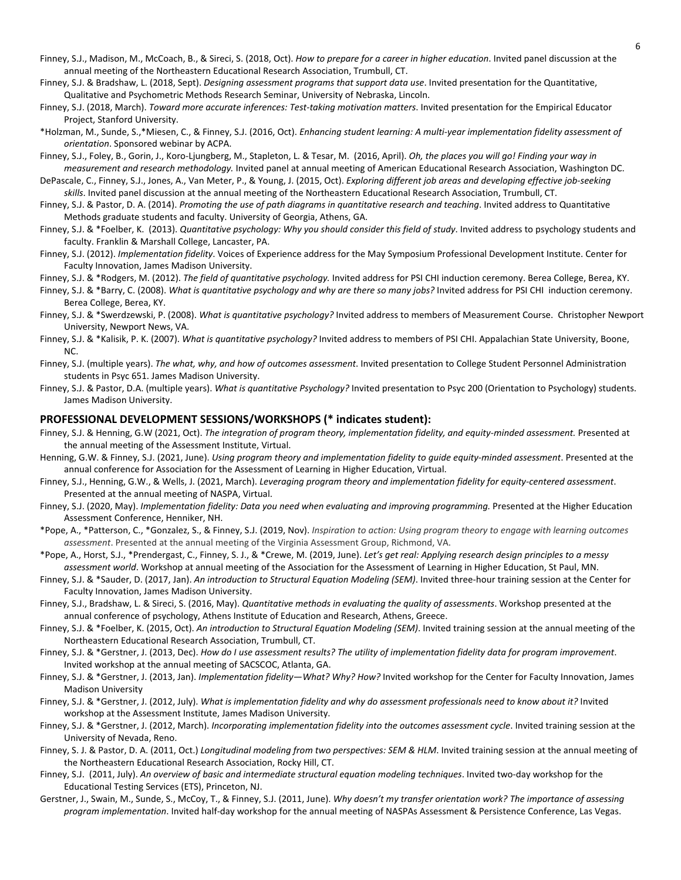Finney, S.J., Madison, M., McCoach, B., & Sireci, S. (2018, Oct). *How to prepare for a career in higher education*. Invited panel discussion at the annual meeting of the Northeastern Educational Research Association, Trumbull, CT.

Finney, S.J. & Bradshaw, L. (2018, Sept). *Designing assessment programs that support data use*. Invited presentation for the Quantitative, Qualitative and Psychometric Methods Research Seminar, University of Nebraska, Lincoln.

Finney, S.J. (2018, March). *Toward more accurate inferences: Test-taking motivation matters*. Invited presentation for the Empirical Educator Project, Stanford University.

*Holzman, M., Sunde, S.,*Miesen, C., & Finney, S.J. (2016, Oct). *Enhancing student learning: A multi-year implementation fidelity assessment of orientation*. Sponsored webinar by ACPA.

Finney, S.J., Foley, B., Gorin, J., Koro-Ljungberg, M., Stapleton, L. & Tesar, M. (2016, April). *Oh, the places you will go! Finding your way in measurement and research methodology.* Invited panel at annual meeting of American Educational Research Association, Washington DC.

DePascale, C., Finney, S.J., Jones, A., Van Meter, P., & Young, J. (2015, Oct). *Exploring different job areas and developing effective job-seeking skills*. Invited panel discussion at the annual meeting of the Northeastern Educational Research Association, Trumbull, CT.

Finney, S.J. & Pastor, D. A. (2014). *Promoting the use of path diagrams in quantitative research and teaching*. Invited address to Quantitative Methods graduate students and faculty. University of Georgia, Athens, GA.

Finney, S.J. & *Foelber, K. (2013). *Quantitative psychology: Why you should consider this field of study*. Invited address to psychology students and faculty. Franklin & Marshall College, Lancaster, PA.

Finney, S.J. (2012). *Implementation fidelity*. Voices of Experience address for the May Symposium Professional Development Institute. Center for Faculty Innovation, James Madison University.

Finney, S.J. & *Rodgers, M. (2012). *The field of quantitative psychology.* Invited address for PSI CHI induction ceremony. Berea College, Berea, KY.

Finney, S.J. & *Barry, C. (2008). *What is quantitative psychology and why are there so many jobs?* Invited address for PSI CHI induction ceremony. Berea College, Berea, KY.

Finney, S.J. & *Swerdzewski, P. (2008). *What is quantitative psychology?* Invited address to members of Measurement Course. Christopher Newport University, Newport News, VA.

Finney, S.J. & *Kalisik, P. K. (2007). *What is quantitative psychology?* Invited address to members of PSI CHI. Appalachian State University, Boone, NC.

Finney, S.J. (multiple years). *The what, why, and how of outcomes assessment*. Invited presentation to College Student Personnel Administration students in Psyc 651. James Madison University.

Finney, S.J. & Pastor, D.A. (multiple years). *What is quantitative Psychology?* Invited presentation to Psyc 200 (Orientation to Psychology) students. James Madison University.

## PROFESSIONAL DEVELOPMENT SESSIONS/WORKSHOPS (* indicates student):

Finney, S.J. & Henning, G.W (2021, Oct). *The integration of program theory, implementation fidelity, and equity-minded assessment.* Presented at the annual meeting of the Assessment Institute, Virtual.

Henning, G.W. & Finney, S.J. (2021, June). *Using program theory and implementation fidelity to guide equity-minded assessment*. Presented at the annual conference for Association for the Assessment of Learning in Higher Education, Virtual.

Finney, S.J., Henning, G.W., & Wells, J. (2021, March). *Leveraging program theory and implementation fidelity for equity-centered assessment*. Presented at the annual meeting of NASPA, Virtual.

Finney, S.J. (2020, May). *Implementation fidelity: Data you need when evaluating and improving programming.* Presented at the Higher Education Assessment Conference, Henniker, NH.

*Pope, A., *Patterson, C., *Gonzalez, S., & Finney, S.J. (2019, Nov). *Inspiration to action: Using program theory to engage with learning outcomes assessment*. Presented at the annual meeting of the Virginia Assessment Group, Richmond, VA.

*Pope, A., Horst, S.J., *Prendergast, C., Finney, S. J., & *Crewe, M. (2019, June). *Let's get real: Applying research design principles to a messy assessment world*. Workshop at annual meeting of the Association for the Assessment of Learning in Higher Education, St Paul, MN.

Finney, S.J. & *Sauder, D. (2017, Jan). *An introduction to Structural Equation Modeling (SEM)*. Invited three-hour training session at the Center for Faculty Innovation, James Madison University.

Finney, S.J., Bradshaw, L & Sireci, S. (2016, May). *Quantitative methods in evaluating the quality of assessments*. Workshop presented at the annual conference of psychology, Athens Institute of Education and Research, Athens, Greece.

Finney, S.J. & *Foelber, K. (2015, Oct). *An introduction to Structural Equation Modeling (SEM)*. Invited training session at the annual meeting of the Northeastern Educational Research Association, Trumbull, CT.

Finney, S.J. & *Gerstner, J. (2013, Dec). *How do I use assessment results? The utility of implementation fidelity data for program improvement*. Invited workshop at the annual meeting of SACSCOC, Atlanta, GA.

Finney, S.J. & *Gerstner, J. (2013, Jan). *Implementation fidelity—What? Why? How?* Invited workshop for the Center for Faculty Innovation, James Madison University

Finney, S.J. & *Gerstner, J. (2012, July). *What is implementation fidelity and why do assessment professionals need to know about it?* Invited workshop at the Assessment Institute, James Madison University.

Finney, S.J. & *Gerstner, J. (2012, March). *Incorporating implementation fidelity into the outcomes assessment cycle*. Invited training session at the University of Nevada, Reno.

Finney, S. J. & Pastor, D. A. (2011, Oct.) *Longitudinal modeling from two perspectives: SEM & HLM*. Invited training session at the annual meeting of the Northeastern Educational Research Association, Rocky Hill, CT.

Finney, S.J. (2011, July). *An overview of basic and intermediate structural equation modeling techniques*. Invited two-day workshop for the Educational Testing Services (ETS), Princeton, NJ.

Gerstner, J., Swain, M., Sunde, S., McCoy, T., & Finney, S.J. (2011, June). *Why doesn't my transfer orientation work? The importance of assessing program implementation*. Invited half-day workshop for the annual meeting of NASPAs Assessment & Persistence Conference, Las Vegas.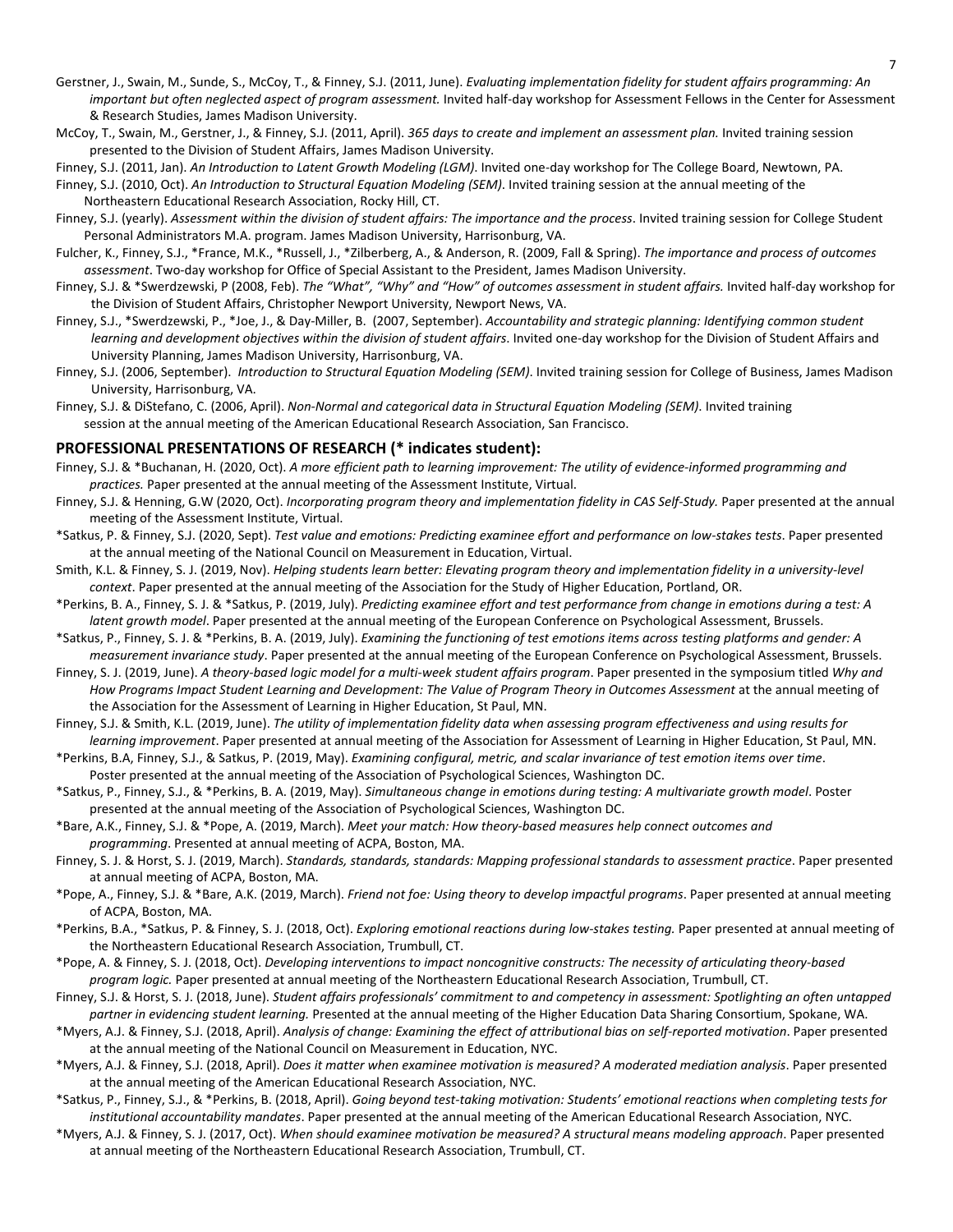Gerstner, J., Swain, M., Sunde, S., McCoy, T., & Finney, S.J. (2011, June). *Evaluating implementation fidelity for student affairs programming: An important but often neglected aspect of program assessment.* Invited half-day workshop for Assessment Fellows in the Center for Assessment & Research Studies, James Madison University.

McCoy, T., Swain, M., Gerstner, J., & Finney, S.J. (2011, April). *365 days to create and implement an assessment plan.* Invited training session presented to the Division of Student Affairs, James Madison University.

Finney, S.J. (2011, Jan). *An Introduction to Latent Growth Modeling (LGM).* Invited one-day workshop for The College Board, Newtown, PA.

Finney, S.J. (2010, Oct). *An Introduction to Structural Equation Modeling (SEM).* Invited training session at the annual meeting of the Northeastern Educational Research Association, Rocky Hill, CT.

Finney, S.J. (yearly). *Assessment within the division of student affairs: The importance and the process*. Invited training session for College Student Personal Administrators M.A. program. James Madison University, Harrisonburg, VA.

Fulcher, K., Finney, S.J., *France, M.K., *Russell, J., *Zilberberg, A., & Anderson, R. (2009, Fall & Spring). *The importance and process of outcomes assessment*. Two-day workshop for Office of Special Assistant to the President, James Madison University.

Finney, S.J. & *Swerdzewski, P (2008, Feb). *The "What", "Why" and "How" of outcomes assessment in student affairs.* Invited half-day workshop for the Division of Student Affairs, Christopher Newport University, Newport News, VA.

Finney, S.J., *Swerdzewski, P., *Joe, J., & Day-Miller, B. (2007, September). *Accountability and strategic planning: Identifying common student learning and development objectives within the division of student affairs*. Invited one-day workshop for the Division of Student Affairs and University Planning, James Madison University, Harrisonburg, VA.

Finney, S.J. (2006, September). *Introduction to Structural Equation Modeling (SEM)*. Invited training session for College of Business, James Madison University, Harrisonburg, VA.

Finney, S.J. & DiStefano, C. (2006, April). *Non-Normal and categorical data in Structural Equation Modeling (SEM).* Invited training session at the annual meeting of the American Educational Research Association, San Francisco.

## PROFESSIONAL PRESENTATIONS OF RESEARCH (* indicates student):

Finney, S.J. & *Buchanan, H. (2020, Oct). *A more efficient path to learning improvement: The utility of evidence-informed programming and practices.* Paper presented at the annual meeting of the Assessment Institute, Virtual.

Finney, S.J. & Henning, G.W (2020, Oct). *Incorporating program theory and implementation fidelity in CAS Self-Study.* Paper presented at the annual meeting of the Assessment Institute, Virtual.

*Satkus, P. & Finney, S.J. (2020, Sept). *Test value and emotions: Predicting examinee effort and performance on low-stakes tests*. Paper presented at the annual meeting of the National Council on Measurement in Education, Virtual.

Smith, K.L. & Finney, S. J. (2019, Nov). *Helping students learn better: Elevating program theory and implementation fidelity in a university-level context*. Paper presented at the annual meeting of the Association for the Study of Higher Education, Portland, OR.

*Perkins, B. A., Finney, S. J. & *Satkus, P. (2019, July). *Predicting examinee effort and test performance from change in emotions during a test: A latent growth model*. Paper presented at the annual meeting of the European Conference on Psychological Assessment, Brussels.

*Satkus, P., Finney, S. J. & *Perkins, B. A. (2019, July). *Examining the functioning of test emotions items across testing platforms and gender: A measurement invariance study*. Paper presented at the annual meeting of the European Conference on Psychological Assessment, Brussels.

Finney, S. J. (2019, June). *A theory-based logic model for a multi-week student affairs program*. Paper presented in the symposium titled *Why and How Programs Impact Student Learning and Development: The Value of Program Theory in Outcomes Assessment* at the annual meeting of the Association for the Assessment of Learning in Higher Education, St Paul, MN.

Finney, S.J. & Smith, K.L. (2019, June). *The utility of implementation fidelity data when assessing program effectiveness and using results for learning improvement*. Paper presented at annual meeting of the Association for Assessment of Learning in Higher Education, St Paul, MN.

*Perkins, B.A, Finney, S.J., & Satkus, P. (2019, May). *Examining configural, metric, and scalar invariance of test emotion items over time*. Poster presented at the annual meeting of the Association of Psychological Sciences, Washington DC.

*Satkus, P., Finney, S.J., & *Perkins, B. A. (2019, May). *Simultaneous change in emotions during testing: A multivariate growth model*. Poster presented at the annual meeting of the Association of Psychological Sciences, Washington DC.

*Bare, A.K., Finney, S.J. & *Pope, A. (2019, March). *Meet your match: How theory-based measures help connect outcomes and programming*. Presented at annual meeting of ACPA, Boston, MA.

Finney, S. J. & Horst, S. J. (2019, March). *Standards, standards, standards: Mapping professional standards to assessment practice*. Paper presented at annual meeting of ACPA, Boston, MA.

*Pope, A., Finney, S.J. & *Bare, A.K. (2019, March). *Friend not foe: Using theory to develop impactful programs*. Paper presented at annual meeting of ACPA, Boston, MA.

*Perkins, B.A., *Satkus, P. & Finney, S. J. (2018, Oct). *Exploring emotional reactions during low-stakes testing.* Paper presented at annual meeting of the Northeastern Educational Research Association, Trumbull, CT.

*Pope, A. & Finney, S. J. (2018, Oct). *Developing interventions to impact noncognitive constructs: The necessity of articulating theory-based program logic.* Paper presented at annual meeting of the Northeastern Educational Research Association, Trumbull, CT.

Finney, S.J. & Horst, S. J. (2018, June). *Student affairs professionals' commitment to and competency in assessment: Spotlighting an often untapped partner in evidencing student learning.* Presented at the annual meeting of the Higher Education Data Sharing Consortium, Spokane, WA.

*Myers, A.J. & Finney, S.J. (2018, April). *Analysis of change: Examining the effect of attributional bias on self-reported motivation*. Paper presented at the annual meeting of the National Council on Measurement in Education, NYC.

*Myers, A.J. & Finney, S.J. (2018, April). *Does it matter when examinee motivation is measured? A moderated mediation analysis*. Paper presented at the annual meeting of the American Educational Research Association, NYC.

*Satkus, P., Finney, S.J., & *Perkins, B. (2018, April). *Going beyond test-taking motivation: Students' emotional reactions when completing tests for institutional accountability mandates*. Paper presented at the annual meeting of the American Educational Research Association, NYC.

*Myers, A.J. & Finney, S. J. (2017, Oct). *When should examinee motivation be measured? A structural means modeling approach*. Paper presented at annual meeting of the Northeastern Educational Research Association, Trumbull, CT.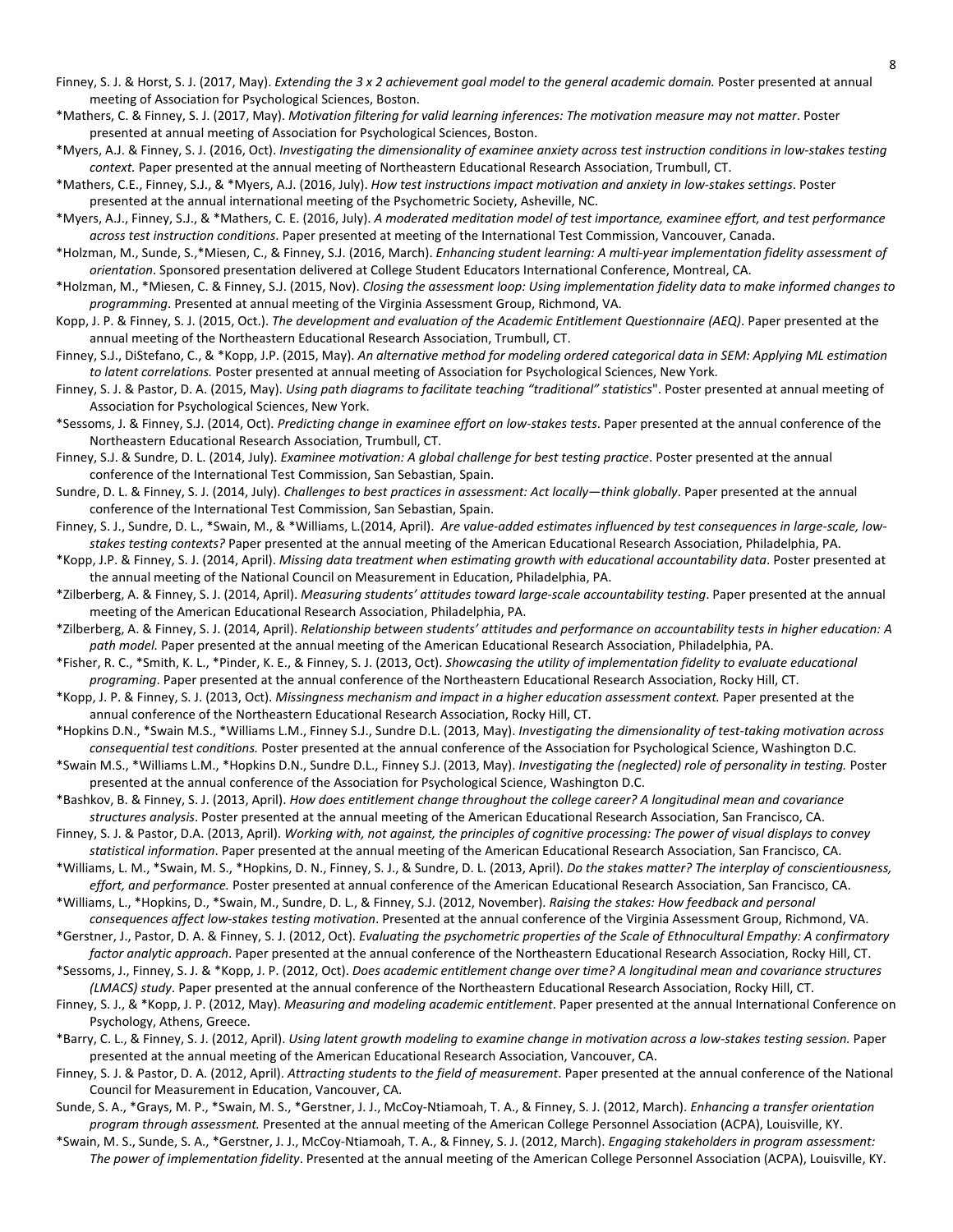Finney, S. J. & Horst, S. J. (2017, May). *Extending the 3 x 2 achievement goal model to the general academic domain.* Poster presented at annual meeting of Association for Psychological Sciences, Boston.

*Mathers, C. & Finney, S. J. (2017, May). *Motivation filtering for valid learning inferences: The motivation measure may not matter*. Poster presented at annual meeting of Association for Psychological Sciences, Boston.

*Myers, A.J. & Finney, S. J. (2016, Oct). *Investigating the dimensionality of examinee anxiety across test instruction conditions in low-stakes testing context.* Paper presented at the annual meeting of Northeastern Educational Research Association, Trumbull, CT.

*Mathers, C.E., Finney, S.J., & *Myers, A.J. (2016, July). *How test instructions impact motivation and anxiety in low-stakes settings*. Poster presented at the annual international meeting of the Psychometric Society, Asheville, NC.

*Myers, A.J., Finney, S.J., & *Mathers, C. E. (2016, July). *A moderated meditation model of test importance, examinee effort, and test performance across test instruction conditions*. Paper presented at meeting of the International Test Commission, Vancouver, Canada.

*Holzman, M., Sunde, S.,*Miesen, C., & Finney, S.J. (2016, March). *Enhancing student learning: A multi-year implementation fidelity assessment of orientation*. Sponsored presentation delivered at College Student Educators International Conference, Montreal, CA.

*Holzman, M., *Miesen, C. & Finney, S.J. (2015, Nov). *Closing the assessment loop: Using implementation fidelity data to make informed changes to programming*. Presented at annual meeting of the Virginia Assessment Group, Richmond, VA.

Kopp, J. P. & Finney, S. J. (2015, Oct.). *The development and evaluation of the Academic Entitlement Questionnaire (AEQ)*. Paper presented at the annual meeting of the Northeastern Educational Research Association, Trumbull, CT.

Finney, S.J., DiStefano, C., & *Kopp, J.P. (2015, May). *An alternative method for modeling ordered categorical data in SEM: Applying ML estimation to latent correlations.* Poster presented at annual meeting of Association for Psychological Sciences, New York.

Finney, S. J. & Pastor, D. A. (2015, May). *Using path diagrams to facilitate teaching "traditional" statistics*". Poster presented at annual meeting of Association for Psychological Sciences, New York.

*Sessoms, J. & Finney, S.J. (2014, Oct). *Predicting change in examinee effort on low-stakes tests*. Paper presented at the annual conference of the Northeastern Educational Research Association, Trumbull, CT.

Finney, S.J. & Sundre, D. L. (2014, July). *Examinee motivation: A global challenge for best testing practice*. Poster presented at the annual conference of the International Test Commission, San Sebastian, Spain.

Sundre, D. L. & Finney, S. J. (2014, July). *Challenges to best practices in assessment: Act locally—think globally*. Paper presented at the annual conference of the International Test Commission, San Sebastian, Spain.

Finney, S. J., Sundre, D. L., *Swain, M., & *Williams, L.(2014, April). *Are value-added estimates influenced by test consequences in large-scale, low-stakes testing contexts?* Paper presented at the annual meeting of the American Educational Research Association, Philadelphia, PA.

*Kopp, J.P. & Finney, S. J. (2014, April). *Missing data treatment when estimating growth with educational accountability data*. Poster presented at the annual meeting of the National Council on Measurement in Education, Philadelphia, PA.

*Zilberberg, A. & Finney, S. J. (2014, April). *Measuring students' attitudes toward large-scale accountability testing*. Paper presented at the annual meeting of the American Educational Research Association, Philadelphia, PA.

*Zilberberg, A. & Finney, S. J. (2014, April). *Relationship between students' attitudes and performance on accountability tests in higher education: A path model.* Paper presented at the annual meeting of the American Educational Research Association, Philadelphia, PA.

*Fisher, R. C., *Smith, K. L., *Pinder, K. E., & Finney, S. J. (2013, Oct). *Showcasing the utility of implementation fidelity to evaluate educational programing*. Paper presented at the annual conference of the Northeastern Educational Research Association, Rocky Hill, CT.

*Kopp, J. P. & Finney, S. J. (2013, Oct). *Missingness mechanism and impact in a higher education assessment context.* Paper presented at the annual conference of the Northeastern Educational Research Association, Rocky Hill, CT.

*Hopkins D.N., *Swain M.S., *Williams L.M., Finney S.J., Sundre D.L. (2013, May). *Investigating the dimensionality of test-taking motivation across consequential test conditions.* Poster presented at the annual conference of the Association for Psychological Science, Washington D.C.

*Swain M.S., *Williams L.M., *Hopkins D.N., Sundre D.L., Finney S.J. (2013, May). *Investigating the (neglected) role of personality in testing.* Poster presented at the annual conference of the Association for Psychological Science, Washington D.C.

*Bashkov, B. & Finney, S. J. (2013, April). *How does entitlement change throughout the college career? A longitudinal mean and covariance structures analysis*. Poster presented at the annual meeting of the American Educational Research Association, San Francisco, CA.

Finney, S. J. & Pastor, D.A. (2013, April). *Working with, not against, the principles of cognitive processing: The power of visual displays to convey statistical information*. Paper presented at the annual meeting of the American Educational Research Association, San Francisco, CA.

*Williams, L. M., *Swain, M. S., *Hopkins, D. N., Finney, S. J., & Sundre, D. L. (2013, April). *Do the stakes matter? The interplay of conscientiousness, effort, and performance.* Poster presented at annual conference of the American Educational Research Association, San Francisco, CA.

*Williams, L., *Hopkins, D., *Swain, M., Sundre, D. L., & Finney, S.J. (2012, November). *Raising the stakes: How feedback and personal consequences affect low-stakes testing motivation*. Presented at the annual conference of the Virginia Assessment Group, Richmond, VA.

*Gerstner, J., Pastor, D. A. & Finney, S. J. (2012, Oct). *Evaluating the psychometric properties of the Scale of Ethnocultural Empathy: A confirmatory factor analytic approach*. Paper presented at the annual conference of the Northeastern Educational Research Association, Rocky Hill, CT.

*Sessoms, J., Finney, S. J. & *Kopp, J. P. (2012, Oct). *Does academic entitlement change over time? A longitudinal mean and covariance structures (LMACS) study*. Paper presented at the annual conference of the Northeastern Educational Research Association, Rocky Hill, CT.

Finney, S. J., & *Kopp, J. P. (2012, May). *Measuring and modeling academic entitlement*. Paper presented at the annual International Conference on Psychology, Athens, Greece.

*Barry, C. L., & Finney, S. J. (2012, April). *Using latent growth modeling to examine change in motivation across a low-stakes testing session.* Paper presented at the annual meeting of the American Educational Research Association, Vancouver, CA.

Finney, S. J. & Pastor, D. A. (2012, April). *Attracting students to the field of measurement*. Paper presented at the annual conference of the National Council for Measurement in Education, Vancouver, CA.

Sunde, S. A., *Grays, M. P., *Swain, M. S., *Gerstner, J. J., McCoy-Ntiamoah, T. A., & Finney, S. J. (2012, March). *Enhancing a transfer orientation program through assessment.* Presented at the annual meeting of the American College Personnel Association (ACPA), Louisville, KY.

*Swain, M. S., Sunde, S. A., *Gerstner, J. J., McCoy-Ntiamoah, T. A., & Finney, S. J. (2012, March). *Engaging stakeholders in program assessment: The power of implementation fidelity*. Presented at the annual meeting of the American College Personnel Association (ACPA), Louisville, KY.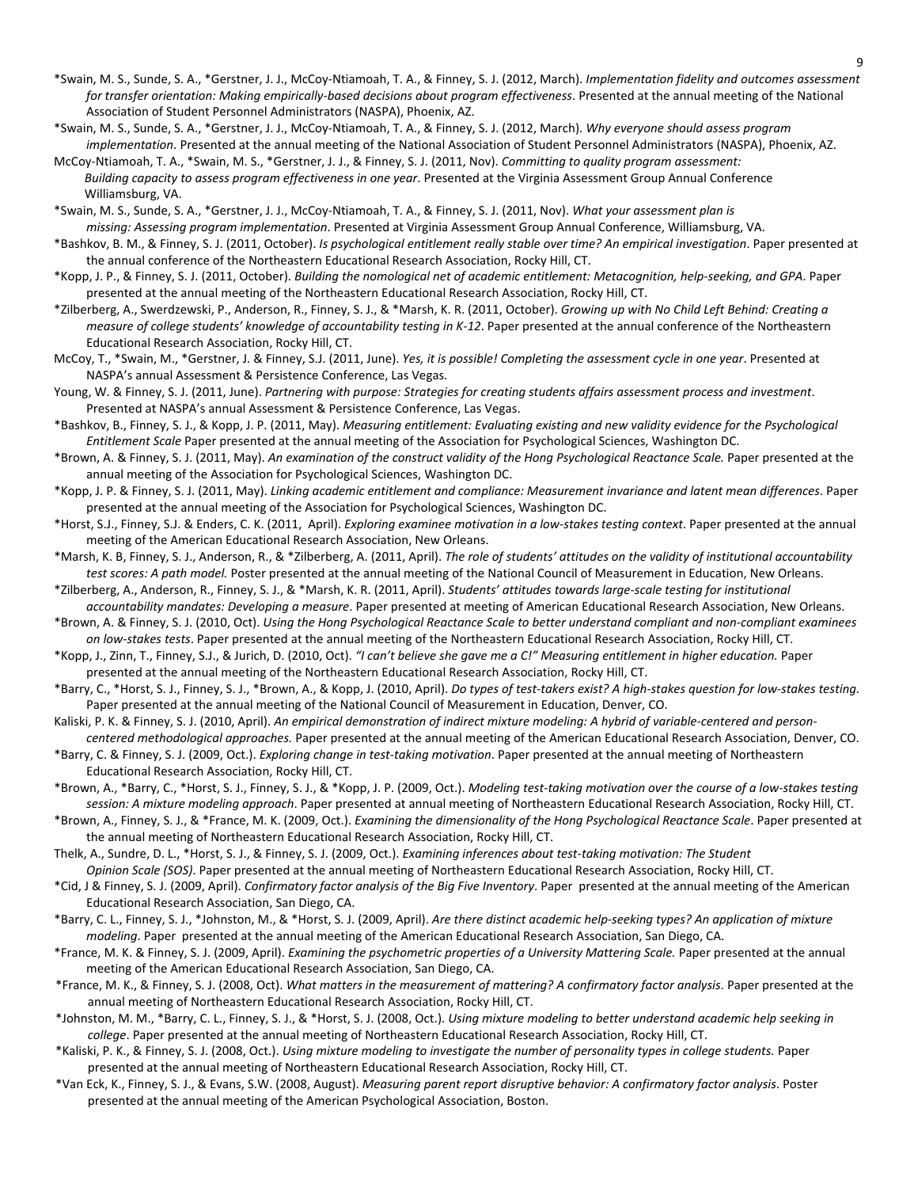*Swain, M. S., Sunde, S. A., *Gerstner, J. J., McCoy-Ntiamoah, T. A., & Finney, S. J. (2012, March). *Implementation fidelity and outcomes assessment for transfer orientation: Making empirically-based decisions about program effectiveness*. Presented at the annual meeting of the National Association of Student Personnel Administrators (NASPA), Phoenix, AZ.

*Swain, M. S., Sunde, S. A., *Gerstner, J. J., McCoy-Ntiamoah, T. A., & Finney, S. J. (2012, March). *Why everyone should assess program implementation*. Presented at the annual meeting of the National Association of Student Personnel Administrators (NASPA), Phoenix, AZ.

McCoy-Ntiamoah, T. A., *Swain, M. S., *Gerstner, J. J., & Finney, S. J. (2011, Nov). *Committing to quality program assessment: Building capacity to assess program effectiveness in one year*. Presented at the Virginia Assessment Group Annual Conference Williamsburg, VA.

*Swain, M. S., Sunde, S. A., *Gerstner, J. J., McCoy-Ntiamoah, T. A., & Finney, S. J. (2011, Nov). *What your assessment plan is missing: Assessing program implementation*. Presented at Virginia Assessment Group Annual Conference, Williamsburg, VA.

*Bashkov, B. M., & Finney, S. J. (2011, October). *Is psychological entitlement really stable over time? An empirical investigation*. Paper presented at the annual conference of the Northeastern Educational Research Association, Rocky Hill, CT.

*Kopp, J. P., & Finney, S. J. (2011, October). *Building the nomological net of academic entitlement: Metacognition, help-seeking, and GPA*. Paper presented at the annual meeting of the Northeastern Educational Research Association, Rocky Hill, CT.

*Zilberberg, A., Swerdzewski, P., Anderson, R., Finney, S. J., & *Marsh, K. R. (2011, October). *Growing up with No Child Left Behind: Creating a measure of college students' knowledge of accountability testing in K-12*. Paper presented at the annual conference of the Northeastern Educational Research Association, Rocky Hill, CT.

McCoy, T., *Swain, M., *Gerstner, J. & Finney, S.J. (2011, June). *Yes, it is possible! Completing the assessment cycle in one year*. Presented at NASPA's annual Assessment & Persistence Conference, Las Vegas.

Young, W. & Finney, S. J. (2011, June). *Partnering with purpose: Strategies for creating students affairs assessment process and investment*. Presented at NASPA's annual Assessment & Persistence Conference, Las Vegas.

*Bashkov, B., Finney, S. J., & Kopp, J. P. (2011, May). *Measuring entitlement: Evaluating existing and new validity evidence for the Psychological Entitlement Scale* Paper presented at the annual meeting of the Association for Psychological Sciences, Washington DC.

*Brown, A. & Finney, S. J. (2011, May). *An examination of the construct validity of the Hong Psychological Reactance Scale.* Paper presented at the annual meeting of the Association for Psychological Sciences, Washington DC.

*Kopp, J. P. & Finney, S. J. (2011, May). *Linking academic entitlement and compliance: Measurement invariance and latent mean differences*. Paper presented at the annual meeting of the Association for Psychological Sciences, Washington DC.

*Horst, S.J., Finney, S.J. & Enders, C. K. (2011, April). *Exploring examinee motivation in a low-stakes testing context*. Paper presented at the annual meeting of the American Educational Research Association, New Orleans.

*Marsh, K. B, Finney, S. J., Anderson, R., & *Zilberberg, A. (2011, April). *The role of students' attitudes on the validity of institutional accountability test scores: A path model.* Poster presented at the annual meeting of the National Council of Measurement in Education, New Orleans.

*Zilberberg, A., Anderson, R., Finney, S. J., & *Marsh, K. R. (2011, April). *Students' attitudes towards large-scale testing for institutional accountability mandates: Developing a measure*. Paper presented at meeting of American Educational Research Association, New Orleans.

*Brown, A. & Finney, S. J. (2010, Oct). *Using the Hong Psychological Reactance Scale to better understand compliant and non-compliant examinees on low-stakes tests*. Paper presented at the annual meeting of the Northeastern Educational Research Association, Rocky Hill, CT.

*Kopp, J., Zinn, T., Finney, S.J., & Jurich, D. (2010, Oct). *"I can't believe she gave me a C!" Measuring entitlement in higher education.* Paper presented at the annual meeting of the Northeastern Educational Research Association, Rocky Hill, CT.

*Barry, C., *Horst, S. J., Finney, S. J., *Brown, A., & Kopp, J. (2010, April). *Do types of test-takers exist? A high-stakes question for low-stakes testing*. Paper presented at the annual meeting of the National Council of Measurement in Education, Denver, CO.

Kaliski, P. K. & Finney, S. J. (2010, April). *An empirical demonstration of indirect mixture modeling: A hybrid of variable-centered and person-centered methodological approaches.* Paper presented at the annual meeting of the American Educational Research Association, Denver, CO.

*Barry, C. & Finney, S. J. (2009, Oct.). *Exploring change in test-taking motivation*. Paper presented at the annual meeting of Northeastern Educational Research Association, Rocky Hill, CT.

*Brown, A., *Barry, C., *Horst, S. J., Finney, S. J., & *Kopp, J. P. (2009, Oct.). *Modeling test-taking motivation over the course of a low-stakes testing session: A mixture modeling approach*. Paper presented at annual meeting of Northeastern Educational Research Association, Rocky Hill, CT.

*Brown, A., Finney, S. J., & *France, M. K. (2009, Oct.). *Examining the dimensionality of the Hong Psychological Reactance Scale*. Paper presented at the annual meeting of Northeastern Educational Research Association, Rocky Hill, CT.

Thelk, A., Sundre, D. L., *Horst, S. J., & Finney, S. J. (2009, Oct.). *Examining inferences about test-taking motivation: The Student Opinion Scale (SOS)*. Paper presented at the annual meeting of Northeastern Educational Research Association, Rocky Hill, CT.

*Cid, J & Finney, S. J. (2009, April). *Confirmatory factor analysis of the Big Five Inventory*. Paper presented at the annual meeting of the American Educational Research Association, San Diego, CA.

*Barry, C. L., Finney, S. J., *Johnston, M., & *Horst, S. J. (2009, April). *Are there distinct academic help-seeking types? An application of mixture modeling*. Paper presented at the annual meeting of the American Educational Research Association, San Diego, CA.

*France, M. K. & Finney, S. J. (2009, April). *Examining the psychometric properties of a University Mattering Scale.* Paper presented at the annual meeting of the American Educational Research Association, San Diego, CA.

*France, M. K., & Finney, S. J. (2008, Oct). *What matters in the measurement of mattering? A confirmatory factor analysis*. Paper presented at the annual meeting of Northeastern Educational Research Association, Rocky Hill, CT.

*Johnston, M. M., *Barry, C. L., Finney, S. J., & *Horst, S. J. (2008, Oct.). *Using mixture modeling to better understand academic help seeking in college*. Paper presented at the annual meeting of Northeastern Educational Research Association, Rocky Hill, CT.

*Kaliski, P. K., & Finney, S. J. (2008, Oct.). *Using mixture modeling to investigate the number of personality types in college students.* Paper presented at the annual meeting of Northeastern Educational Research Association, Rocky Hill, CT.

*Van Eck, K., Finney, S. J., & Evans, S.W. (2008, August). *Measuring parent report disruptive behavior: A confirmatory factor analysis*. Poster presented at the annual meeting of the American Psychological Association, Boston.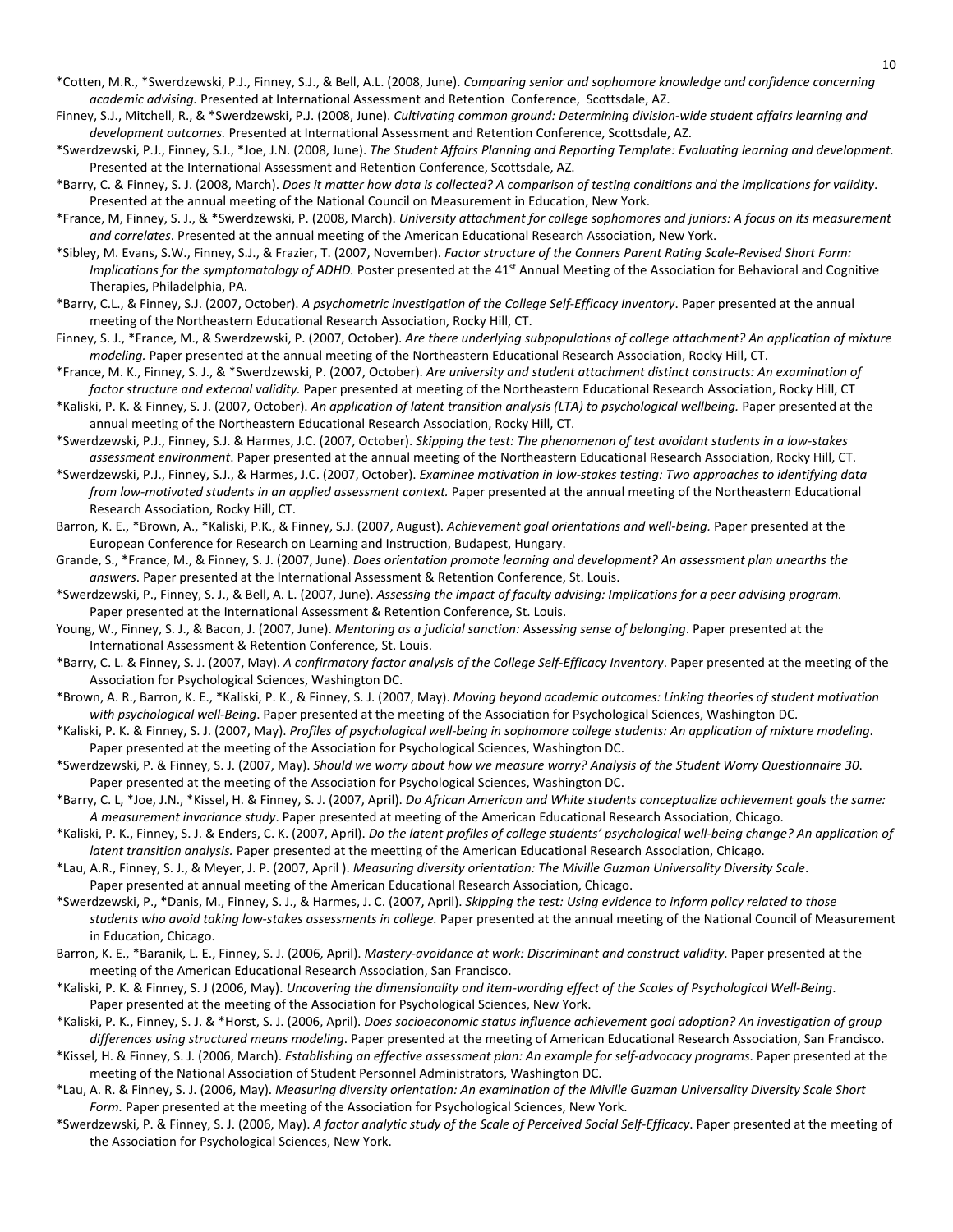*Cotten, M.R., *Swerdzewski, P.J., Finney, S.J., & Bell, A.L. (2008, June). *Comparing senior and sophomore knowledge and confidence concerning academic advising.* Presented at International Assessment and Retention Conference, Scottsdale, AZ.

Finney, S.J., Mitchell, R., & *Swerdzewski, P.J. (2008, June). *Cultivating common ground: Determining division-wide student affairs learning and development outcomes.* Presented at International Assessment and Retention Conference, Scottsdale, AZ.

*Swerdzewski, P.J., Finney, S.J., *Joe, J.N. (2008, June). *The Student Affairs Planning and Reporting Template: Evaluating learning and development.* Presented at the International Assessment and Retention Conference, Scottsdale, AZ.

*Barry, C. & Finney, S. J. (2008, March). *Does it matter how data is collected? A comparison of testing conditions and the implications for validity*. Presented at the annual meeting of the National Council on Measurement in Education, New York.

*France, M, Finney, S. J., & *Swerdzewski, P. (2008, March). *University attachment for college sophomores and juniors: A focus on its measurement and correlates*. Presented at the annual meeting of the American Educational Research Association, New York.

*Sibley, M. Evans, S.W., Finney, S.J., & Frazier, T. (2007, November). *Factor structure of the Conners Parent Rating Scale-Revised Short Form: Implications for the symptomatology of ADHD.* Poster presented at the 41st Annual Meeting of the Association for Behavioral and Cognitive Therapies, Philadelphia, PA.

*Barry, C.L., & Finney, S.J. (2007, October). *A psychometric investigation of the College Self-Efficacy Inventory*. Paper presented at the annual meeting of the Northeastern Educational Research Association, Rocky Hill, CT.

Finney, S. J., *France, M., & Swerdzewski, P. (2007, October). *Are there underlying subpopulations of college attachment? An application of mixture modeling.* Paper presented at the annual meeting of the Northeastern Educational Research Association, Rocky Hill, CT.

*France, M. K., Finney, S. J., & *Swerdzewski, P. (2007, October). *Are university and student attachment distinct constructs: An examination of factor structure and external validity.* Paper presented at meeting of the Northeastern Educational Research Association, Rocky Hill, CT

*Kaliski, P. K. & Finney, S. J. (2007, October). *An application of latent transition analysis (LTA) to psychological wellbeing.* Paper presented at the annual meeting of the Northeastern Educational Research Association, Rocky Hill, CT.

*Swerdzewski, P.J., Finney, S.J. & Harmes, J.C. (2007, October). *Skipping the test: The phenomenon of test avoidant students in a low-stakes assessment environment*. Paper presented at the annual meeting of the Northeastern Educational Research Association, Rocky Hill, CT.

*Swerdzewski, P.J., Finney, S.J., & Harmes, J.C. (2007, October). *Examinee motivation in low-stakes testing: Two approaches to identifying data from low-motivated students in an applied assessment context.* Paper presented at the annual meeting of the Northeastern Educational Research Association, Rocky Hill, CT.

Barron, K. E., *Brown, A., *Kaliski, P.K., & Finney, S.J. (2007, August). *Achievement goal orientations and well-being.* Paper presented at the European Conference for Research on Learning and Instruction, Budapest, Hungary.

Grande, S., *France, M., & Finney, S. J. (2007, June). *Does orientation promote learning and development? An assessment plan unearths the answers*. Paper presented at the International Assessment & Retention Conference, St. Louis.

*Swerdzewski, P., Finney, S. J., & Bell, A. L. (2007, June). *Assessing the impact of faculty advising: Implications for a peer advising program.* Paper presented at the International Assessment & Retention Conference, St. Louis.

Young, W., Finney, S. J., & Bacon, J. (2007, June). *Mentoring as a judicial sanction: Assessing sense of belonging*. Paper presented at the International Assessment & Retention Conference, St. Louis.

*Barry, C. L. & Finney, S. J. (2007, May). *A confirmatory factor analysis of the College Self-Efficacy Inventory*. Paper presented at the meeting of the Association for Psychological Sciences, Washington DC.

*Brown, A. R., Barron, K. E., *Kaliski, P. K., & Finney, S. J. (2007, May). *Moving beyond academic outcomes: Linking theories of student motivation with psychological well-Being*. Paper presented at the meeting of the Association for Psychological Sciences, Washington DC.

*Kaliski, P. K. & Finney, S. J. (2007, May). *Profiles of psychological well-being in sophomore college students: An application of mixture modeling*. Paper presented at the meeting of the Association for Psychological Sciences, Washington DC.

*Swerdzewski, P. & Finney, S. J. (2007, May). *Should we worry about how we measure worry? Analysis of the Student Worry Questionnaire 30*. Paper presented at the meeting of the Association for Psychological Sciences, Washington DC.

*Barry, C. L, *Joe, J.N., *Kissel, H. & Finney, S. J. (2007, April). *Do African American and White students conceptualize achievement goals the same: A measurement invariance study*. Paper presented at meeting of the American Educational Research Association, Chicago.

*Kaliski, P. K., Finney, S. J. & Enders, C. K. (2007, April). *Do the latent profiles of college students' psychological well-being change? An application of latent transition analysis.* Paper presented at the meetting of the American Educational Research Association, Chicago.

*Lau, A.R., Finney, S. J., & Meyer, J. P. (2007, April ). *Measuring diversity orientation: The Miville Guzman Universality Diversity Scale*. Paper presented at annual meeting of the American Educational Research Association, Chicago.

*Swerdzewski, P., *Danis, M., Finney, S. J., & Harmes, J. C. (2007, April). *Skipping the test: Using evidence to inform policy related to those students who avoid taking low-stakes assessments in college.* Paper presented at the annual meeting of the National Council of Measurement in Education, Chicago.

Barron, K. E., *Baranik, L. E., Finney, S. J. (2006, April). *Mastery-avoidance at work: Discriminant and construct validity*. Paper presented at the meeting of the American Educational Research Association, San Francisco.

*Kaliski, P. K. & Finney, S. J (2006, May). *Uncovering the dimensionality and item-wording effect of the Scales of Psychological Well-Being*. Paper presented at the meeting of the Association for Psychological Sciences, New York.

*Kaliski, P. K., Finney, S. J. & *Horst, S. J. (2006, April). *Does socioeconomic status influence achievement goal adoption? An investigation of group differences using structured means modeling*. Paper presented at the meeting of American Educational Research Association, San Francisco.

*Kissel, H. & Finney, S. J. (2006, March). *Establishing an effective assessment plan: An example for self-advocacy programs*. Paper presented at the meeting of the National Association of Student Personnel Administrators, Washington DC.

*Lau, A. R. & Finney, S. J. (2006, May). *Measuring diversity orientation: An examination of the Miville Guzman Universality Diversity Scale Short Form.* Paper presented at the meeting of the Association for Psychological Sciences, New York.

*Swerdzewski, P. & Finney, S. J. (2006, May). *A factor analytic study of the Scale of Perceived Social Self-Efficacy*. Paper presented at the meeting of the Association for Psychological Sciences, New York.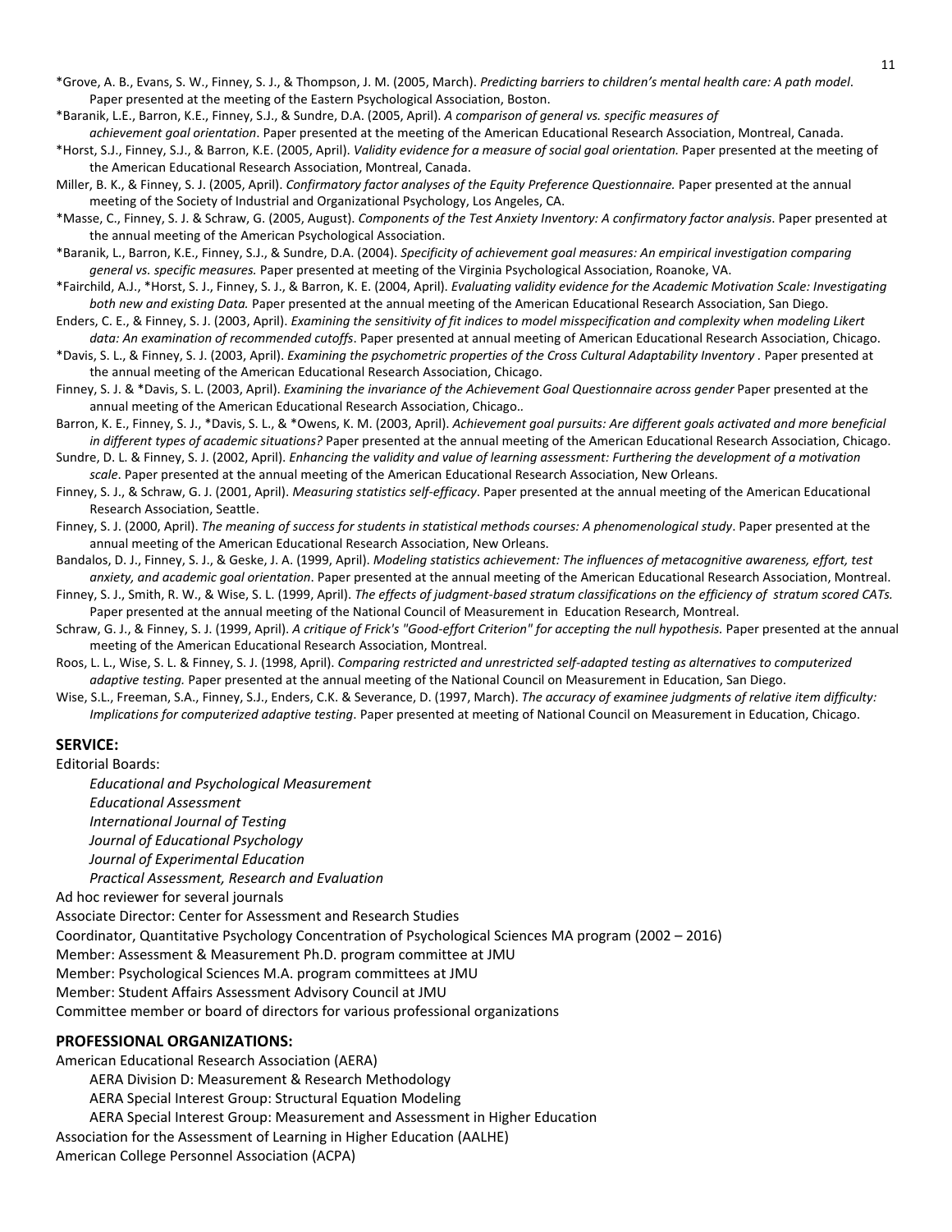*Grove, A. B., Evans, S. W., Finney, S. J., & Thompson, J. M. (2005, March). *Predicting barriers to children's mental health care: A path model*. Paper presented at the meeting of the Eastern Psychological Association, Boston.

*Baranik, L.E., Barron, K.E., Finney, S.J., & Sundre, D.A. (2005, April). *A comparison of general vs. specific measures of achievement goal orientation*. Paper presented at the meeting of the American Educational Research Association, Montreal, Canada.

*Horst, S.J., Finney, S.J., & Barron, K.E. (2005, April). *Validity evidence for a measure of social goal orientation.* Paper presented at the meeting of the American Educational Research Association, Montreal, Canada.

Miller, B. K., & Finney, S. J. (2005, April). *Confirmatory factor analyses of the Equity Preference Questionnaire.* Paper presented at the annual meeting of the Society of Industrial and Organizational Psychology, Los Angeles, CA.

*Masse, C., Finney, S. J. & Schraw, G. (2005, August). *Components of the Test Anxiety Inventory: A confirmatory factor analysis*. Paper presented at the annual meeting of the American Psychological Association.

*Baranik, L., Barron, K.E., Finney, S.J., & Sundre, D.A. (2004). *Specificity of achievement goal measures: An empirical investigation comparing general vs. specific measures.* Paper presented at meeting of the Virginia Psychological Association, Roanoke, VA.

*Fairchild, A.J., *Horst, S. J., Finney, S. J., & Barron, K. E. (2004, April). *Evaluating validity evidence for the Academic Motivation Scale: Investigating both new and existing Data.* Paper presented at the annual meeting of the American Educational Research Association, San Diego.

Enders, C. E., & Finney, S. J. (2003, April). *Examining the sensitivity of fit indices to model misspecification and complexity when modeling Likert data: An examination of recommended cutoffs*. Paper presented at annual meeting of American Educational Research Association, Chicago.

*Davis, S. L., & Finney, S. J. (2003, April). *Examining the psychometric properties of the Cross Cultural Adaptability Inventory* . Paper presented at the annual meeting of the American Educational Research Association, Chicago.

Finney, S. J. & *Davis, S. L. (2003, April). *Examining the invariance of the Achievement Goal Questionnaire across gender* Paper presented at the annual meeting of the American Educational Research Association, Chicago..

Barron, K. E., Finney, S. J., *Davis, S. L., & *Owens, K. M. (2003, April). *Achievement goal pursuits: Are different goals activated and more beneficial in different types of academic situations?* Paper presented at the annual meeting of the American Educational Research Association, Chicago.

Sundre, D. L. & Finney, S. J. (2002, April). *Enhancing the validity and value of learning assessment: Furthering the development of a motivation scale*. Paper presented at the annual meeting of the American Educational Research Association, New Orleans.

Finney, S. J., & Schraw, G. J. (2001, April). *Measuring statistics self-efficacy*. Paper presented at the annual meeting of the American Educational Research Association, Seattle.

Finney, S. J. (2000, April). *The meaning of success for students in statistical methods courses: A phenomenological study*. Paper presented at the annual meeting of the American Educational Research Association, New Orleans.

Bandalos, D. J., Finney, S. J., & Geske, J. A. (1999, April). *Modeling statistics achievement: The influences of metacognitive awareness, effort, test anxiety, and academic goal orientation*. Paper presented at the annual meeting of the American Educational Research Association, Montreal.

Finney, S. J., Smith, R. W., & Wise, S. L. (1999, April). *The effects of judgment-based stratum classifications on the efficiency of stratum scored CATs.* Paper presented at the annual meeting of the National Council of Measurement in Education Research, Montreal.

Schraw, G. J., & Finney, S. J. (1999, April). *A critique of Frick's "Good-effort Criterion" for accepting the null hypothesis.* Paper presented at the annual meeting of the American Educational Research Association, Montreal.

Roos, L. L., Wise, S. L. & Finney, S. J. (1998, April). *Comparing restricted and unrestricted self-adapted testing as alternatives to computerized adaptive testing.* Paper presented at the annual meeting of the National Council on Measurement in Education, San Diego.

Wise, S.L., Freeman, S.A., Finney, S.J., Enders, C.K. & Severance, D. (1997, March). *The accuracy of examinee judgments of relative item difficulty: Implications for computerized adaptive testing*. Paper presented at meeting of National Council on Measurement in Education, Chicago.

## SERVICE:

Editorial Boards:

- *Educational and Psychological Measurement*
- *Educational Assessment*
- *International Journal of Testing*
- *Journal of Educational Psychology*
- *Journal of Experimental Education*
- *Practical Assessment, Research and Evaluation*

Ad hoc reviewer for several journals

Associate Director: Center for Assessment and Research Studies

Coordinator, Quantitative Psychology Concentration of Psychological Sciences MA program (2002 – 2016)

Member: Assessment & Measurement Ph.D. program committee at JMU

Member: Psychological Sciences M.A. program committees at JMU

Member: Student Affairs Assessment Advisory Council at JMU

Committee member or board of directors for various professional organizations

## PROFESSIONAL ORGANIZATIONS:

American Educational Research Association (AERA)

- AERA Division D: Measurement & Research Methodology
- AERA Special Interest Group: Structural Equation Modeling
- AERA Special Interest Group: Measurement and Assessment in Higher Education

Association for the Assessment of Learning in Higher Education (AALHE)

American College Personnel Association (ACPA)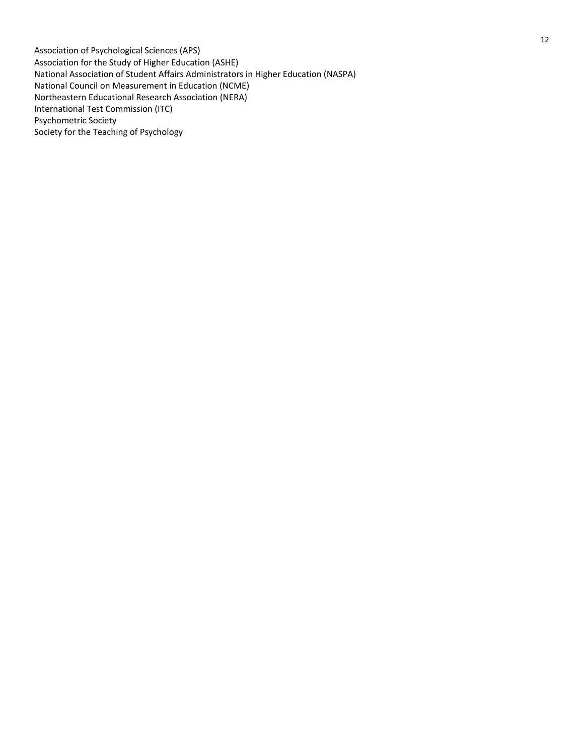Association of Psychological Sciences (APS)
Association for the Study of Higher Education (ASHE)
National Association of Student Affairs Administrators in Higher Education (NASPA)
National Council on Measurement in Education (NCME)
Northeastern Educational Research Association (NERA)
International Test Commission (ITC)
Psychometric Society
Society for the Teaching of Psychology